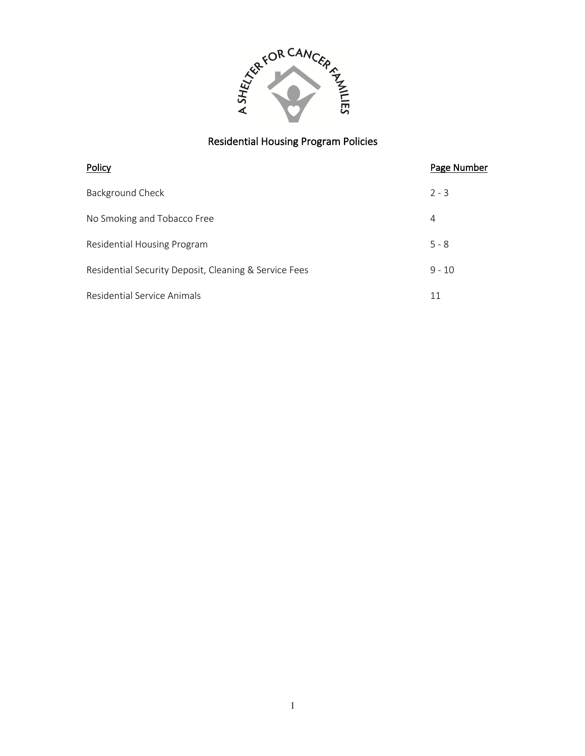A SHELTER FOR CANCER FAMILIES

# Residential Housing Program Policies

| Policy | Page Number |
| --- | --- |
| Background Check | 2 - 3 |
| No Smoking and Tobacco Free | 4 |
| Residential Housing Program | 5 - 8 |
| Residential Security Deposit, Cleaning & Service Fees | 9 - 10 |
| Residential Service Animals | 11 |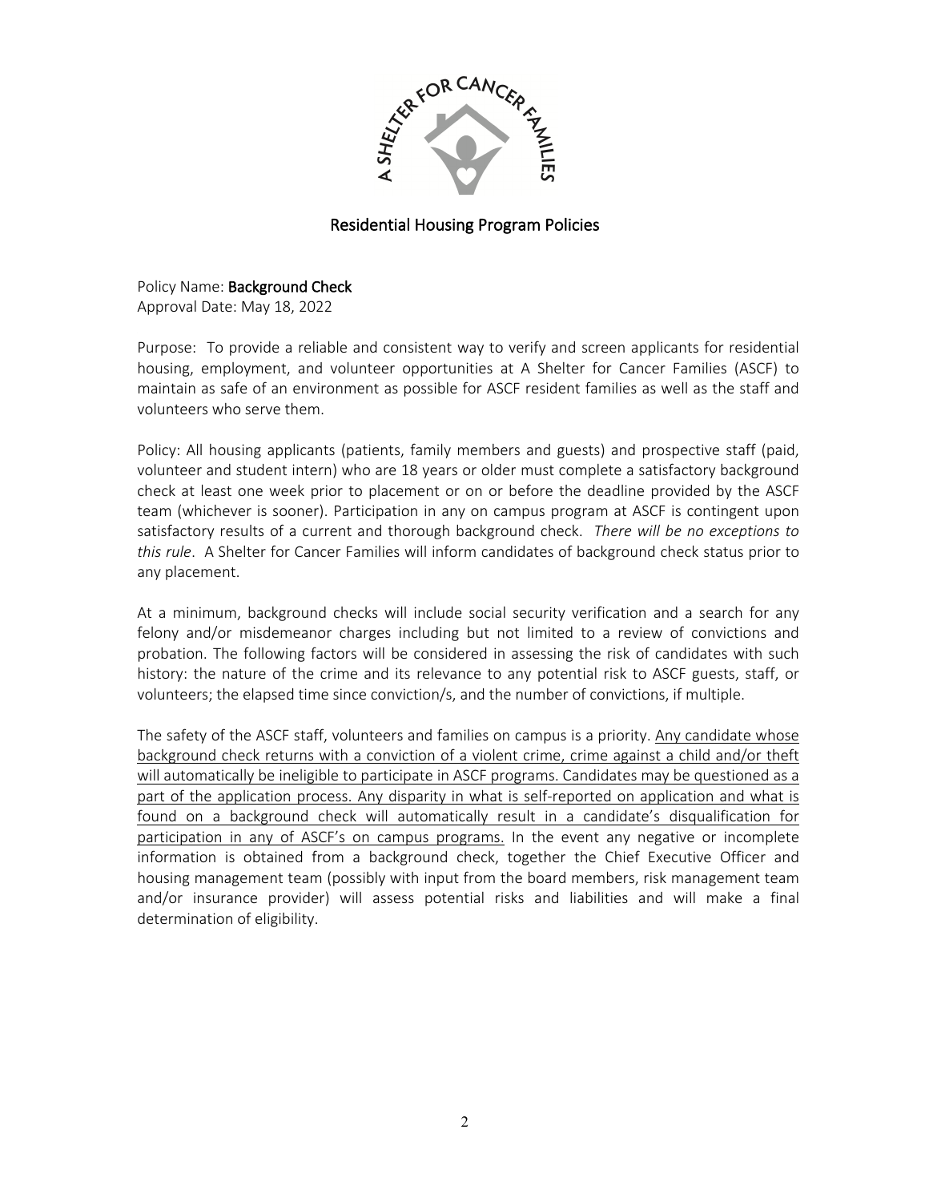## Residential Housing Program Policies

Policy Name: **Background Check**
Approval Date: May 18, 2022

Purpose: To provide a reliable and consistent way to verify and screen applicants for residential housing, employment, and volunteer opportunities at A Shelter for Cancer Families (ASCF) to maintain as safe of an environment as possible for ASCF resident families as well as the staff and volunteers who serve them.

Policy: All housing applicants (patients, family members and guests) and prospective staff (paid, volunteer and student intern) who are 18 years or older must complete a satisfactory background check at least one week prior to placement or on or before the deadline provided by the ASCF team (whichever is sooner). Participation in any on campus program at ASCF is contingent upon satisfactory results of a current and thorough background check. *There will be no exceptions to this rule*. A Shelter for Cancer Families will inform candidates of background check status prior to any placement.

At a minimum, background checks will include social security verification and a search for any felony and/or misdemeanor charges including but not limited to a review of convictions and probation. The following factors will be considered in assessing the risk of candidates with such history: the nature of the crime and its relevance to any potential risk to ASCF guests, staff, or volunteers; the elapsed time since conviction/s, and the number of convictions, if multiple.

The safety of the ASCF staff, volunteers and families on campus is a priority. <u>Any candidate whose background check returns with a conviction of a violent crime, crime against a child and/or theft will automatically be ineligible to participate in ASCF programs. Candidates may be questioned as a part of the application process. Any disparity in what is self-reported on application and what is found on a background check will automatically result in a candidate's disqualification for participation in any of ASCF's on campus programs.</u> In the event any negative or incomplete information is obtained from a background check, together the Chief Executive Officer and housing management team (possibly with input from the board members, risk management team and/or insurance provider) will assess potential risks and liabilities and will make a final determination of eligibility.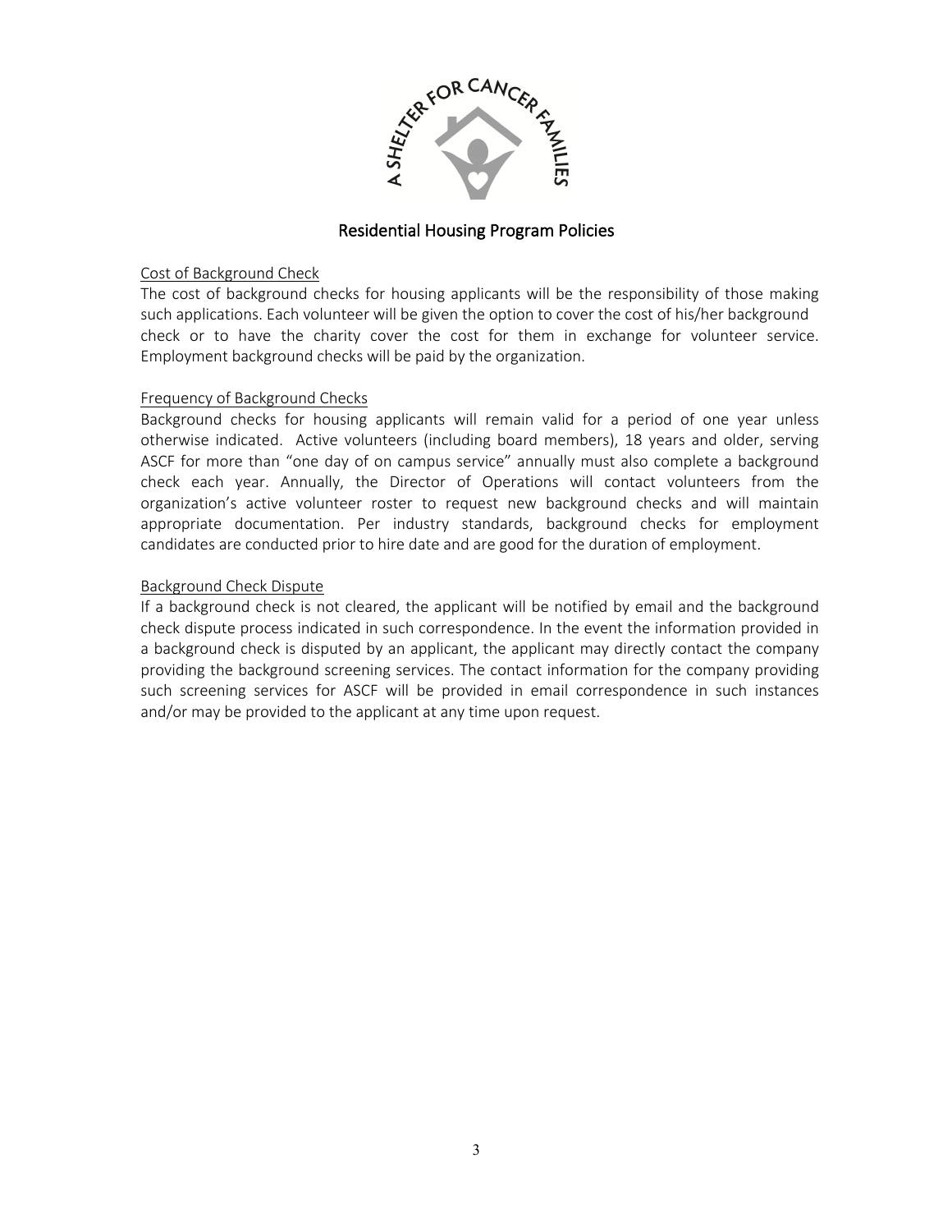## Residential Housing Program Policies

### Cost of Background Check

The cost of background checks for housing applicants will be the responsibility of those making such applications. Each volunteer will be given the option to cover the cost of his/her background check or to have the charity cover the cost for them in exchange for volunteer service. Employment background checks will be paid by the organization.

### Frequency of Background Checks

Background checks for housing applicants will remain valid for a period of one year unless otherwise indicated. Active volunteers (including board members), 18 years and older, serving ASCF for more than "one day of on campus service" annually must also complete a background check each year. Annually, the Director of Operations will contact volunteers from the organization's active volunteer roster to request new background checks and will maintain appropriate documentation. Per industry standards, background checks for employment candidates are conducted prior to hire date and are good for the duration of employment.

### Background Check Dispute

If a background check is not cleared, the applicant will be notified by email and the background check dispute process indicated in such correspondence. In the event the information provided in a background check is disputed by an applicant, the applicant may directly contact the company providing the background screening services. The contact information for the company providing such screening services for ASCF will be provided in email correspondence in such instances and/or may be provided to the applicant at any time upon request.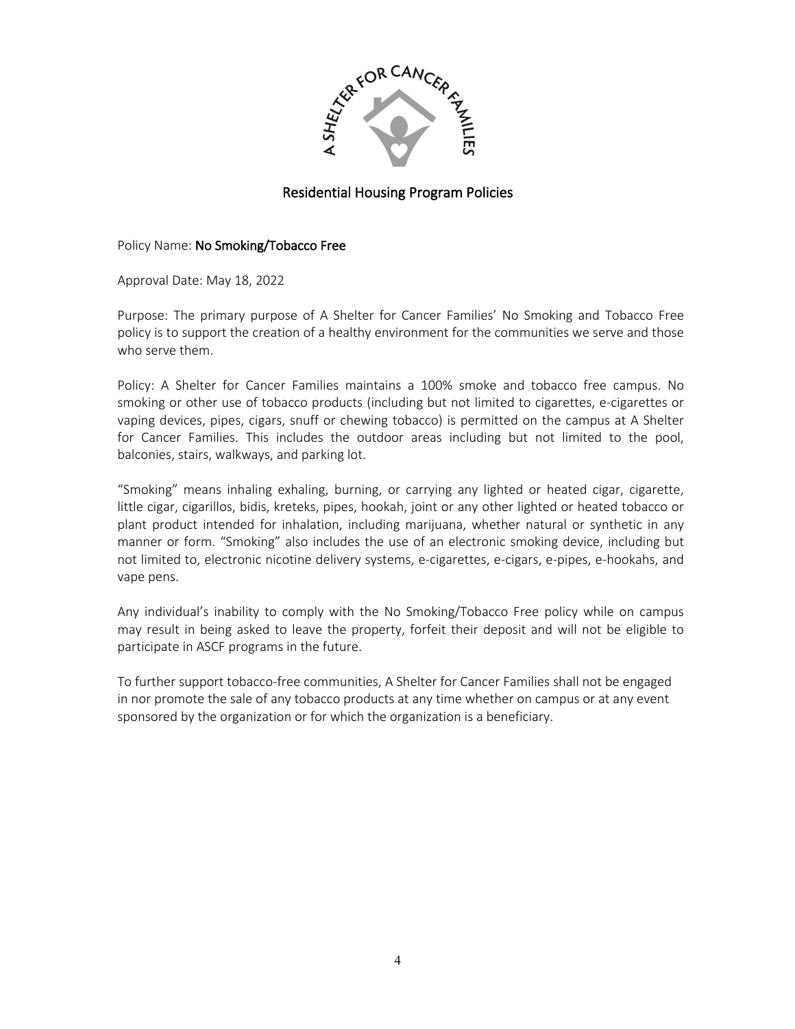A SHELTER FOR CANCER FAMILIES

## Residential Housing Program Policies

Policy Name: **No Smoking/Tobacco Free**

Approval Date: May 18, 2022

Purpose: The primary purpose of A Shelter for Cancer Families' No Smoking and Tobacco Free policy is to support the creation of a healthy environment for the communities we serve and those who serve them.

Policy: A Shelter for Cancer Families maintains a 100% smoke and tobacco free campus. No smoking or other use of tobacco products (including but not limited to cigarettes, e-cigarettes or vaping devices, pipes, cigars, snuff or chewing tobacco) is permitted on the campus at A Shelter for Cancer Families. This includes the outdoor areas including but not limited to the pool, balconies, stairs, walkways, and parking lot.

"Smoking" means inhaling exhaling, burning, or carrying any lighted or heated cigar, cigarette, little cigar, cigarillos, bidis, kreteks, pipes, hookah, joint or any other lighted or heated tobacco or plant product intended for inhalation, including marijuana, whether natural or synthetic in any manner or form. "Smoking" also includes the use of an electronic smoking device, including but not limited to, electronic nicotine delivery systems, e-cigarettes, e-cigars, e-pipes, e-hookahs, and vape pens.

Any individual's inability to comply with the No Smoking/Tobacco Free policy while on campus may result in being asked to leave the property, forfeit their deposit and will not be eligible to participate in ASCF programs in the future.

To further support tobacco-free communities, A Shelter for Cancer Families shall not be engaged in nor promote the sale of any tobacco products at any time whether on campus or at any event sponsored by the organization or for which the organization is a beneficiary.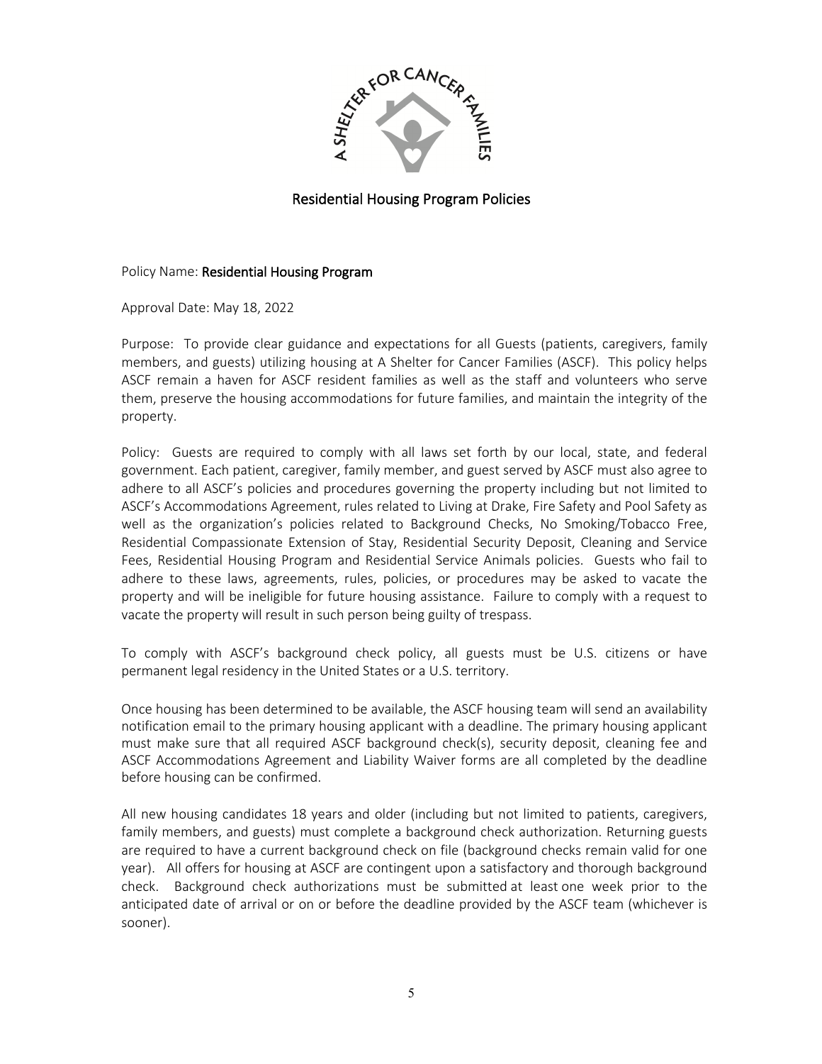## Residential Housing Program Policies

Policy Name: **Residential Housing Program**

Approval Date: May 18, 2022

Purpose: To provide clear guidance and expectations for all Guests (patients, caregivers, family members, and guests) utilizing housing at A Shelter for Cancer Families (ASCF). This policy helps ASCF remain a haven for ASCF resident families as well as the staff and volunteers who serve them, preserve the housing accommodations for future families, and maintain the integrity of the property.

Policy: Guests are required to comply with all laws set forth by our local, state, and federal government. Each patient, caregiver, family member, and guest served by ASCF must also agree to adhere to all ASCF's policies and procedures governing the property including but not limited to ASCF's Accommodations Agreement, rules related to Living at Drake, Fire Safety and Pool Safety as well as the organization's policies related to Background Checks, No Smoking/Tobacco Free, Residential Compassionate Extension of Stay, Residential Security Deposit, Cleaning and Service Fees, Residential Housing Program and Residential Service Animals policies. Guests who fail to adhere to these laws, agreements, rules, policies, or procedures may be asked to vacate the property and will be ineligible for future housing assistance. Failure to comply with a request to vacate the property will result in such person being guilty of trespass.

To comply with ASCF's background check policy, all guests must be U.S. citizens or have permanent legal residency in the United States or a U.S. territory.

Once housing has been determined to be available, the ASCF housing team will send an availability notification email to the primary housing applicant with a deadline. The primary housing applicant must make sure that all required ASCF background check(s), security deposit, cleaning fee and ASCF Accommodations Agreement and Liability Waiver forms are all completed by the deadline before housing can be confirmed.

All new housing candidates 18 years and older (including but not limited to patients, caregivers, family members, and guests) must complete a background check authorization. Returning guests are required to have a current background check on file (background checks remain valid for one year). All offers for housing at ASCF are contingent upon a satisfactory and thorough background check. Background check authorizations must be submitted at least one week prior to the anticipated date of arrival or on or before the deadline provided by the ASCF team (whichever is sooner).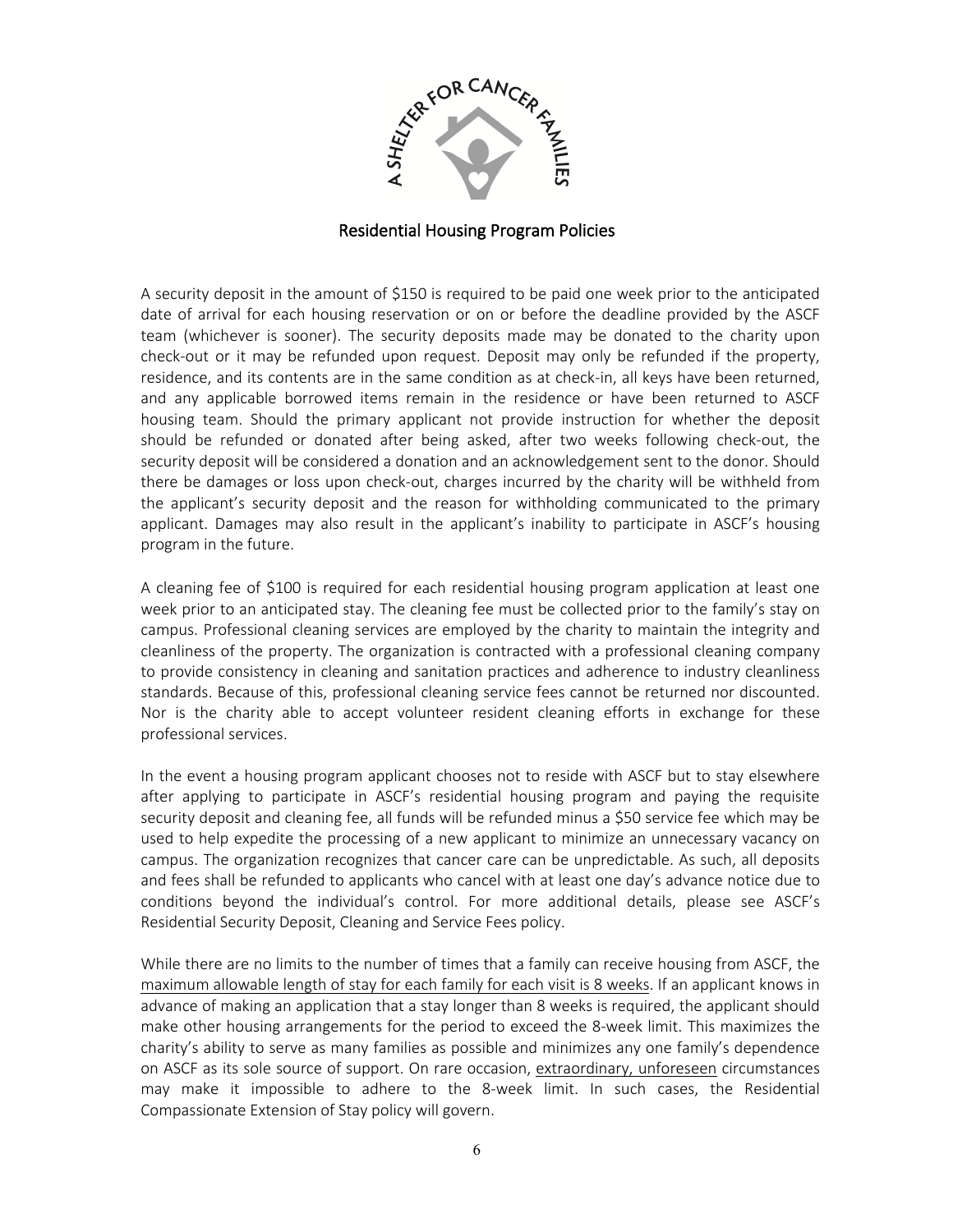## Residential Housing Program Policies

A security deposit in the amount of $150 is required to be paid one week prior to the anticipated date of arrival for each housing reservation or on or before the deadline provided by the ASCF team (whichever is sooner). The security deposits made may be donated to the charity upon check-out or it may be refunded upon request. Deposit may only be refunded if the property, residence, and its contents are in the same condition as at check-in, all keys have been returned, and any applicable borrowed items remain in the residence or have been returned to ASCF housing team. Should the primary applicant not provide instruction for whether the deposit should be refunded or donated after being asked, after two weeks following check-out, the security deposit will be considered a donation and an acknowledgement sent to the donor. Should there be damages or loss upon check-out, charges incurred by the charity will be withheld from the applicant's security deposit and the reason for withholding communicated to the primary applicant. Damages may also result in the applicant's inability to participate in ASCF's housing program in the future.

A cleaning fee of $100 is required for each residential housing program application at least one week prior to an anticipated stay. The cleaning fee must be collected prior to the family's stay on campus. Professional cleaning services are employed by the charity to maintain the integrity and cleanliness of the property. The organization is contracted with a professional cleaning company to provide consistency in cleaning and sanitation practices and adherence to industry cleanliness standards. Because of this, professional cleaning service fees cannot be returned nor discounted. Nor is the charity able to accept volunteer resident cleaning efforts in exchange for these professional services.

In the event a housing program applicant chooses not to reside with ASCF but to stay elsewhere after applying to participate in ASCF's residential housing program and paying the requisite security deposit and cleaning fee, all funds will be refunded minus a $50 service fee which may be used to help expedite the processing of a new applicant to minimize an unnecessary vacancy on campus. The organization recognizes that cancer care can be unpredictable. As such, all deposits and fees shall be refunded to applicants who cancel with at least one day's advance notice due to conditions beyond the individual's control. For more additional details, please see ASCF's Residential Security Deposit, Cleaning and Service Fees policy.

While there are no limits to the number of times that a family can receive housing from ASCF, the <u>maximum allowable length of stay for each family for each visit is 8 weeks</u>. If an applicant knows in advance of making an application that a stay longer than 8 weeks is required, the applicant should make other housing arrangements for the period to exceed the 8-week limit. This maximizes the charity's ability to serve as many families as possible and minimizes any one family's dependence on ASCF as its sole source of support. On rare occasion, <u>extraordinary, unforeseen</u> circumstances may make it impossible to adhere to the 8-week limit. In such cases, the Residential Compassionate Extension of Stay policy will govern.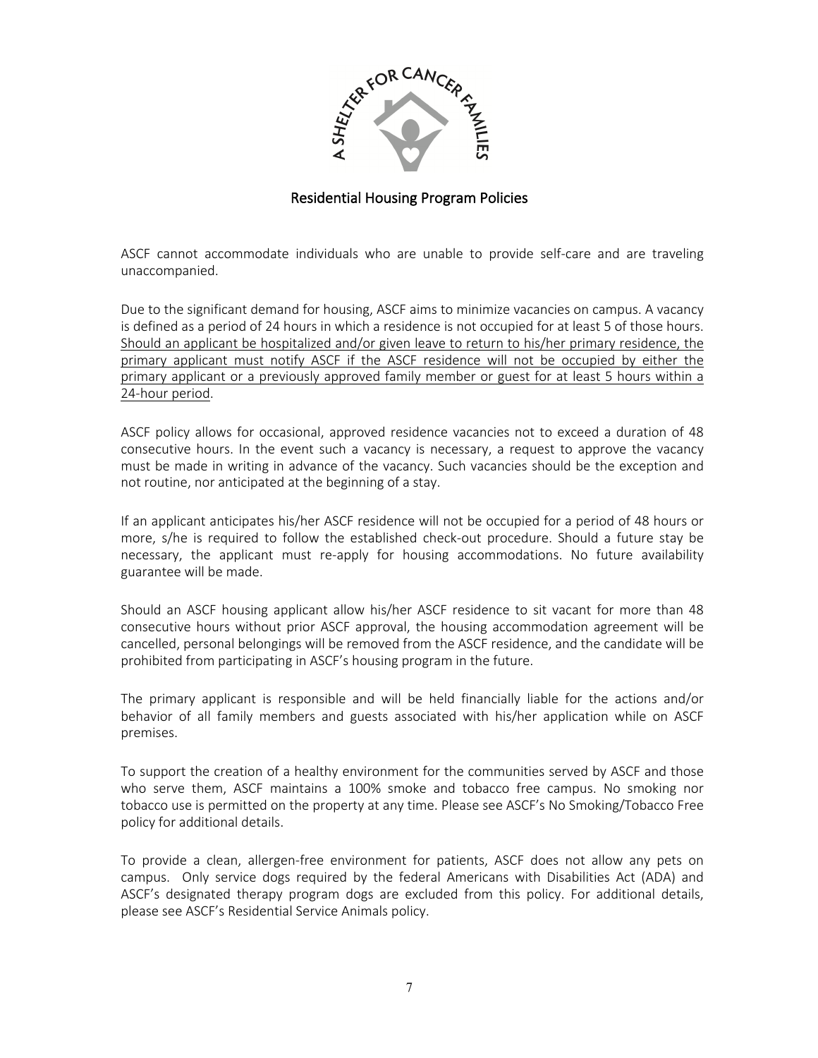## Residential Housing Program Policies

ASCF cannot accommodate individuals who are unable to provide self-care and are traveling unaccompanied.

Due to the significant demand for housing, ASCF aims to minimize vacancies on campus. A vacancy is defined as a period of 24 hours in which a residence is not occupied for at least 5 of those hours. <u>Should an applicant be hospitalized and/or given leave to return to his/her primary residence, the primary applicant must notify ASCF if the ASCF residence will not be occupied by either the primary applicant or a previously approved family member or guest for at least 5 hours within a 24-hour period</u>.

ASCF policy allows for occasional, approved residence vacancies not to exceed a duration of 48 consecutive hours. In the event such a vacancy is necessary, a request to approve the vacancy must be made in writing in advance of the vacancy. Such vacancies should be the exception and not routine, nor anticipated at the beginning of a stay.

If an applicant anticipates his/her ASCF residence will not be occupied for a period of 48 hours or more, s/he is required to follow the established check-out procedure. Should a future stay be necessary, the applicant must re-apply for housing accommodations. No future availability guarantee will be made.

Should an ASCF housing applicant allow his/her ASCF residence to sit vacant for more than 48 consecutive hours without prior ASCF approval, the housing accommodation agreement will be cancelled, personal belongings will be removed from the ASCF residence, and the candidate will be prohibited from participating in ASCF's housing program in the future.

The primary applicant is responsible and will be held financially liable for the actions and/or behavior of all family members and guests associated with his/her application while on ASCF premises.

To support the creation of a healthy environment for the communities served by ASCF and those who serve them, ASCF maintains a 100% smoke and tobacco free campus. No smoking nor tobacco use is permitted on the property at any time. Please see ASCF's No Smoking/Tobacco Free policy for additional details.

To provide a clean, allergen-free environment for patients, ASCF does not allow any pets on campus. Only service dogs required by the federal Americans with Disabilities Act (ADA) and ASCF's designated therapy program dogs are excluded from this policy. For additional details, please see ASCF's Residential Service Animals policy.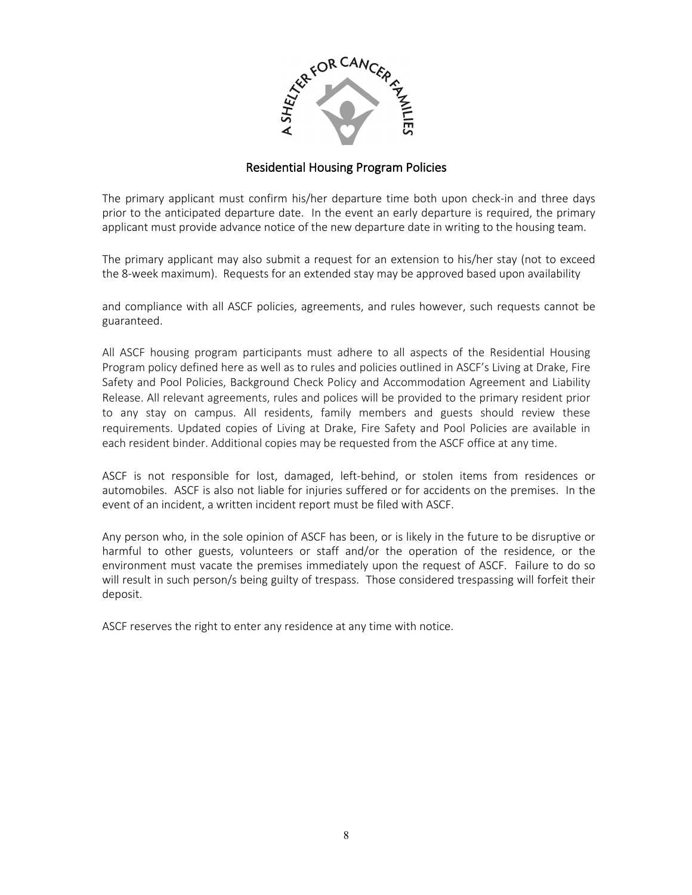## Residential Housing Program Policies

The primary applicant must confirm his/her departure time both upon check-in and three days prior to the anticipated departure date. In the event an early departure is required, the primary applicant must provide advance notice of the new departure date in writing to the housing team.

The primary applicant may also submit a request for an extension to his/her stay (not to exceed the 8-week maximum). Requests for an extended stay may be approved based upon availability and compliance with all ASCF policies, agreements, and rules however, such requests cannot be guaranteed.

All ASCF housing program participants must adhere to all aspects of the Residential Housing Program policy defined here as well as to rules and policies outlined in ASCF's Living at Drake, Fire Safety and Pool Policies, Background Check Policy and Accommodation Agreement and Liability Release. All relevant agreements, rules and polices will be provided to the primary resident prior to any stay on campus. All residents, family members and guests should review these requirements. Updated copies of Living at Drake, Fire Safety and Pool Policies are available in each resident binder. Additional copies may be requested from the ASCF office at any time.

ASCF is not responsible for lost, damaged, left-behind, or stolen items from residences or automobiles. ASCF is also not liable for injuries suffered or for accidents on the premises. In the event of an incident, a written incident report must be filed with ASCF.

Any person who, in the sole opinion of ASCF has been, or is likely in the future to be disruptive or harmful to other guests, volunteers or staff and/or the operation of the residence, or the environment must vacate the premises immediately upon the request of ASCF. Failure to do so will result in such person/s being guilty of trespass. Those considered trespassing will forfeit their deposit.

ASCF reserves the right to enter any residence at any time with notice.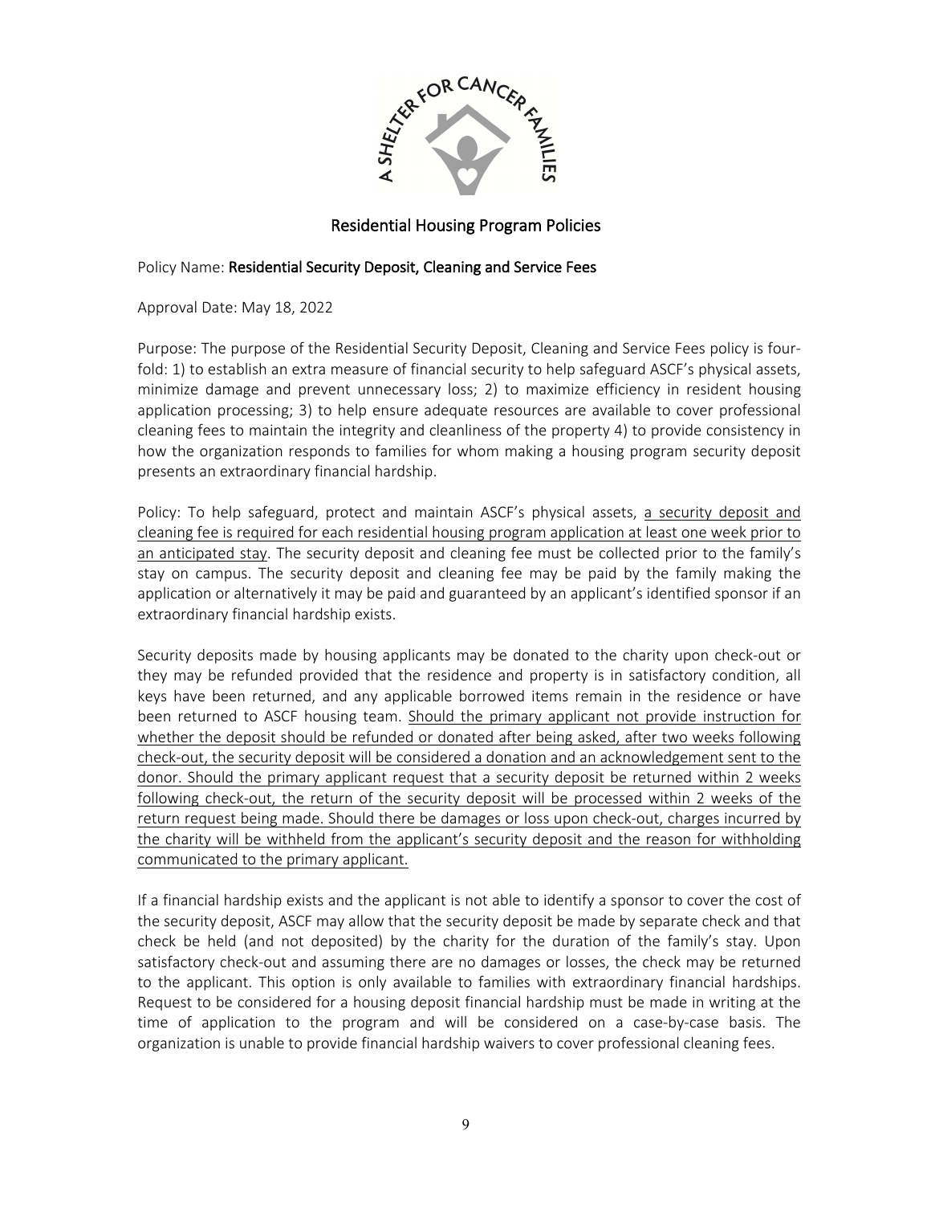## Residential Housing Program Policies

Policy Name: **Residential Security Deposit, Cleaning and Service Fees**

Approval Date: May 18, 2022

Purpose: The purpose of the Residential Security Deposit, Cleaning and Service Fees policy is four-fold: 1) to establish an extra measure of financial security to help safeguard ASCF's physical assets, minimize damage and prevent unnecessary loss; 2) to maximize efficiency in resident housing application processing; 3) to help ensure adequate resources are available to cover professional cleaning fees to maintain the integrity and cleanliness of the property 4) to provide consistency in how the organization responds to families for whom making a housing program security deposit presents an extraordinary financial hardship.

Policy: To help safeguard, protect and maintain ASCF's physical assets, <u>a security deposit and cleaning fee is required for each residential housing program application at least one week prior to an anticipated stay</u>. The security deposit and cleaning fee must be collected prior to the family's stay on campus. The security deposit and cleaning fee may be paid by the family making the application or alternatively it may be paid and guaranteed by an applicant's identified sponsor if an extraordinary financial hardship exists.

Security deposits made by housing applicants may be donated to the charity upon check-out or they may be refunded provided that the residence and property is in satisfactory condition, all keys have been returned, and any applicable borrowed items remain in the residence or have been returned to ASCF housing team. <u>Should the primary applicant not provide instruction for whether the deposit should be refunded or donated after being asked, after two weeks following check-out, the security deposit will be considered a donation and an acknowledgement sent to the donor. Should the primary applicant request that a security deposit be returned within 2 weeks following check-out, the return of the security deposit will be processed within 2 weeks of the return request being made. Should there be damages or loss upon check-out, charges incurred by the charity will be withheld from the applicant's security deposit and the reason for withholding communicated to the primary applicant.</u>

If a financial hardship exists and the applicant is not able to identify a sponsor to cover the cost of the security deposit, ASCF may allow that the security deposit be made by separate check and that check be held (and not deposited) by the charity for the duration of the family's stay. Upon satisfactory check-out and assuming there are no damages or losses, the check may be returned to the applicant. This option is only available to families with extraordinary financial hardships. Request to be considered for a housing deposit financial hardship must be made in writing at the time of application to the program and will be considered on a case-by-case basis. The organization is unable to provide financial hardship waivers to cover professional cleaning fees.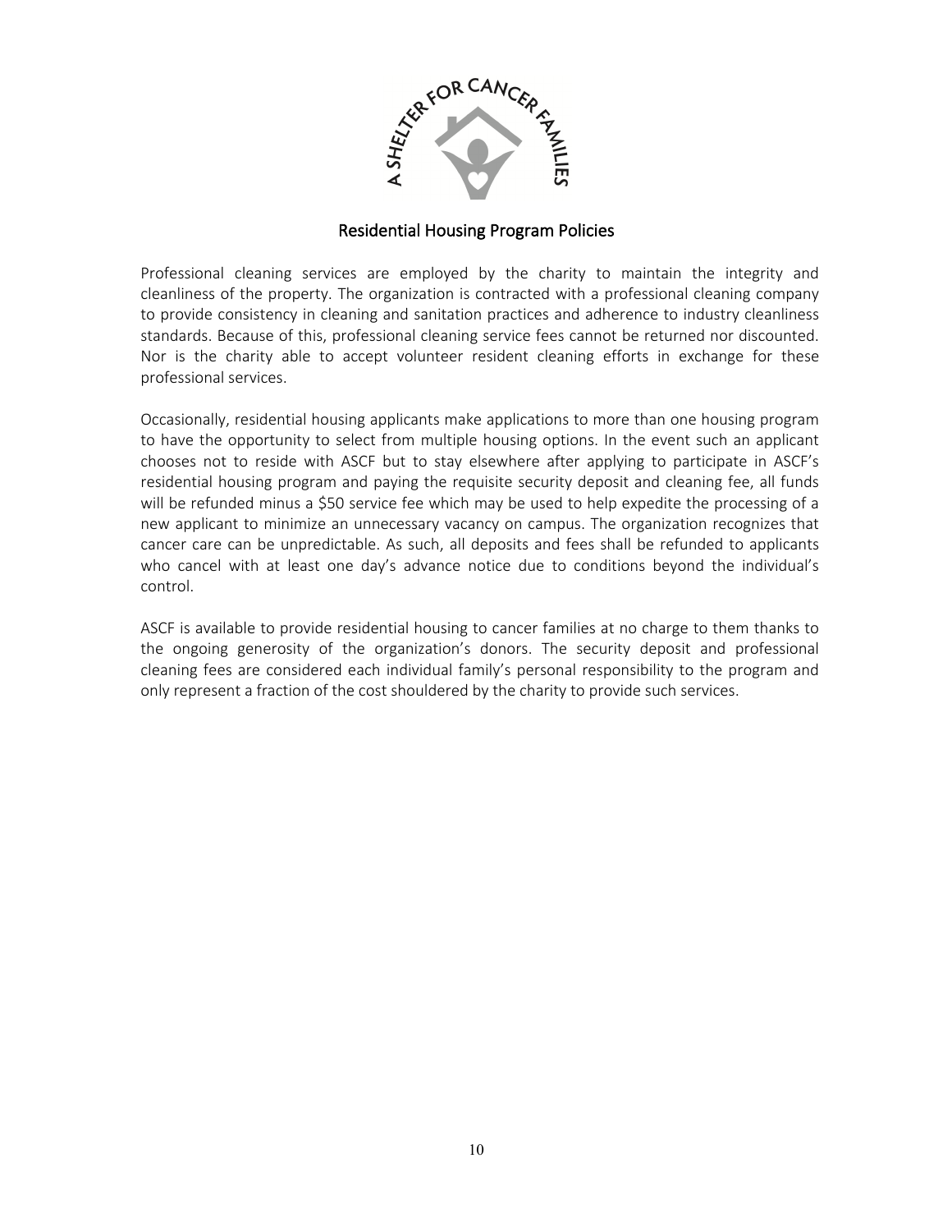## Residential Housing Program Policies

Professional cleaning services are employed by the charity to maintain the integrity and cleanliness of the property. The organization is contracted with a professional cleaning company to provide consistency in cleaning and sanitation practices and adherence to industry cleanliness standards. Because of this, professional cleaning service fees cannot be returned nor discounted. Nor is the charity able to accept volunteer resident cleaning efforts in exchange for these professional services.

Occasionally, residential housing applicants make applications to more than one housing program to have the opportunity to select from multiple housing options. In the event such an applicant chooses not to reside with ASCF but to stay elsewhere after applying to participate in ASCF's residential housing program and paying the requisite security deposit and cleaning fee, all funds will be refunded minus a $50 service fee which may be used to help expedite the processing of a new applicant to minimize an unnecessary vacancy on campus. The organization recognizes that cancer care can be unpredictable. As such, all deposits and fees shall be refunded to applicants who cancel with at least one day's advance notice due to conditions beyond the individual's control.

ASCF is available to provide residential housing to cancer families at no charge to them thanks to the ongoing generosity of the organization's donors. The security deposit and professional cleaning fees are considered each individual family's personal responsibility to the program and only represent a fraction of the cost shouldered by the charity to provide such services.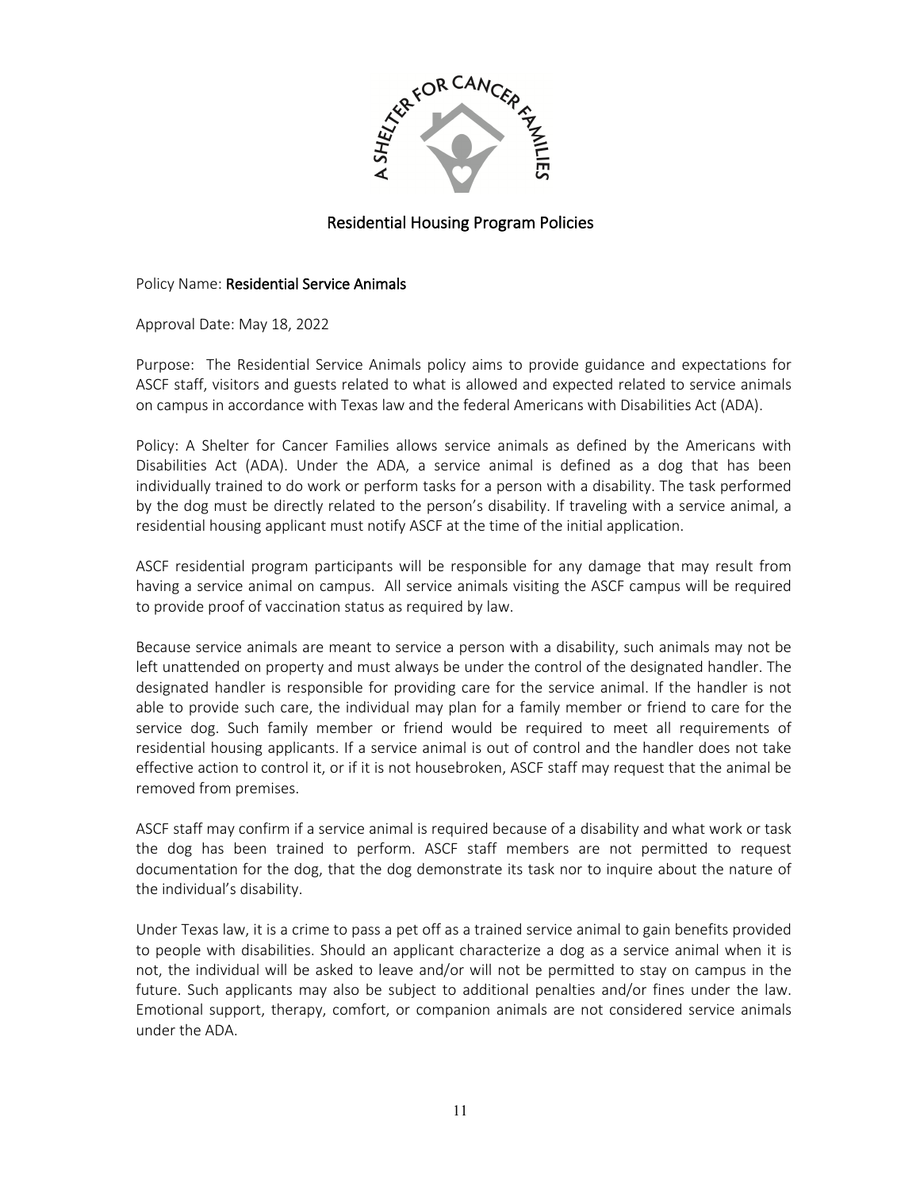# Residential Housing Program Policies

Policy Name: **Residential Service Animals**

Approval Date: May 18, 2022

Purpose: The Residential Service Animals policy aims to provide guidance and expectations for ASCF staff, visitors and guests related to what is allowed and expected related to service animals on campus in accordance with Texas law and the federal Americans with Disabilities Act (ADA).

Policy: A Shelter for Cancer Families allows service animals as defined by the Americans with Disabilities Act (ADA). Under the ADA, a service animal is defined as a dog that has been individually trained to do work or perform tasks for a person with a disability. The task performed by the dog must be directly related to the person's disability. If traveling with a service animal, a residential housing applicant must notify ASCF at the time of the initial application.

ASCF residential program participants will be responsible for any damage that may result from having a service animal on campus. All service animals visiting the ASCF campus will be required to provide proof of vaccination status as required by law.

Because service animals are meant to service a person with a disability, such animals may not be left unattended on property and must always be under the control of the designated handler. The designated handler is responsible for providing care for the service animal. If the handler is not able to provide such care, the individual may plan for a family member or friend to care for the service dog. Such family member or friend would be required to meet all requirements of residential housing applicants. If a service animal is out of control and the handler does not take effective action to control it, or if it is not housebroken, ASCF staff may request that the animal be removed from premises.

ASCF staff may confirm if a service animal is required because of a disability and what work or task the dog has been trained to perform. ASCF staff members are not permitted to request documentation for the dog, that the dog demonstrate its task nor to inquire about the nature of the individual's disability.

Under Texas law, it is a crime to pass a pet off as a trained service animal to gain benefits provided to people with disabilities. Should an applicant characterize a dog as a service animal when it is not, the individual will be asked to leave and/or will not be permitted to stay on campus in the future. Such applicants may also be subject to additional penalties and/or fines under the law. Emotional support, therapy, comfort, or companion animals are not considered service animals under the ADA.